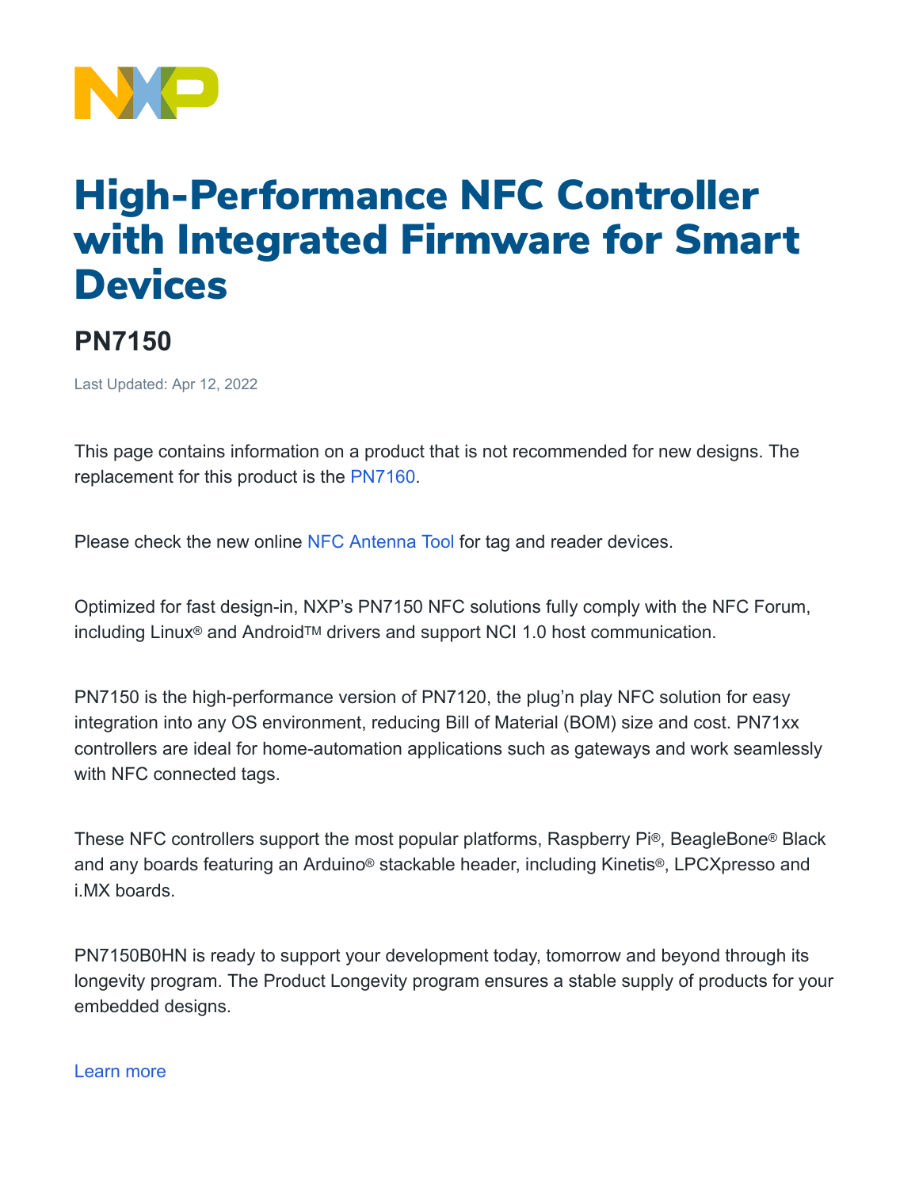# High-Performance NFC Controller with Integrated Firmware for Smart Devices

## PN7150

Last Updated: Apr 12, 2022

This page contains information on a product that is not recommended for new designs. The replacement for this product is the PN7160.

Please check the new online NFC Antenna Tool for tag and reader devices.

Optimized for fast design-in, NXP's PN7150 NFC solutions fully comply with the NFC Forum, including Linux® and Android™ drivers and support NCI 1.0 host communication.

PN7150 is the high-performance version of PN7120, the plug'n play NFC solution for easy integration into any OS environment, reducing Bill of Material (BOM) size and cost. PN71xx controllers are ideal for home-automation applications such as gateways and work seamlessly with NFC connected tags.

These NFC controllers support the most popular platforms, Raspberry Pi®, BeagleBone® Black and any boards featuring an Arduino® stackable header, including Kinetis®, LPCXpresso and i.MX boards.

PN7150B0HN is ready to support your development today, tomorrow and beyond through its longevity program. The Product Longevity program ensures a stable supply of products for your embedded designs.

Learn more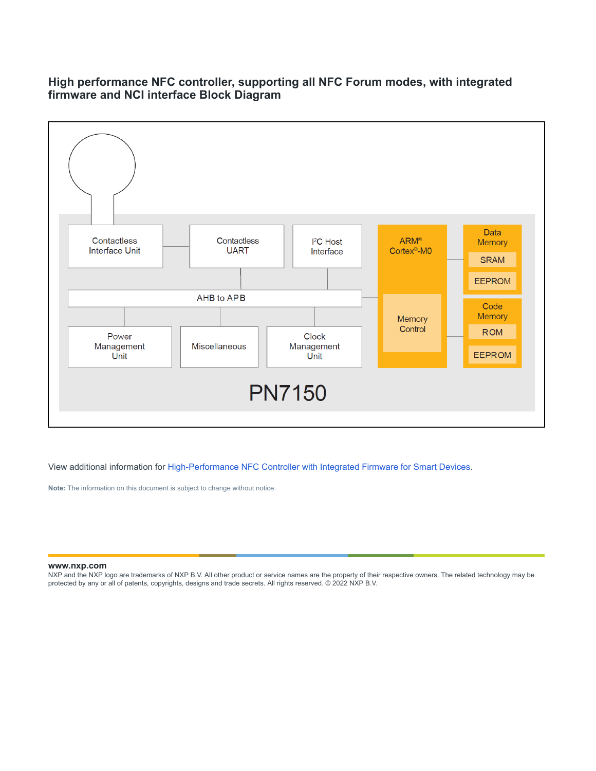## High performance NFC controller, supporting all NFC Forum modes, with integrated firmware and NCI interface Block Diagram

Contactless Interface Unit

Contactless UART

I²C Host Interface

ARM® Cortex®-M0

Data Memory

SRAM

EEPROM

AHB to APB

Memory Control

Code Memory

ROM

EEPROM

Power Management Unit

Miscellaneous

Clock Management Unit

PN7150

View additional information for High-Performance NFC Controller with Integrated Firmware for Smart Devices.

**Note:** The information on this document is subject to change without notice.

**www.nxp.com**

NXP and the NXP logo are trademarks of NXP B.V. All other product or service names are the property of their respective owners. The related technology may be protected by any or all of patents, copyrights, designs and trade secrets. All rights reserved. © 2022 NXP B.V.